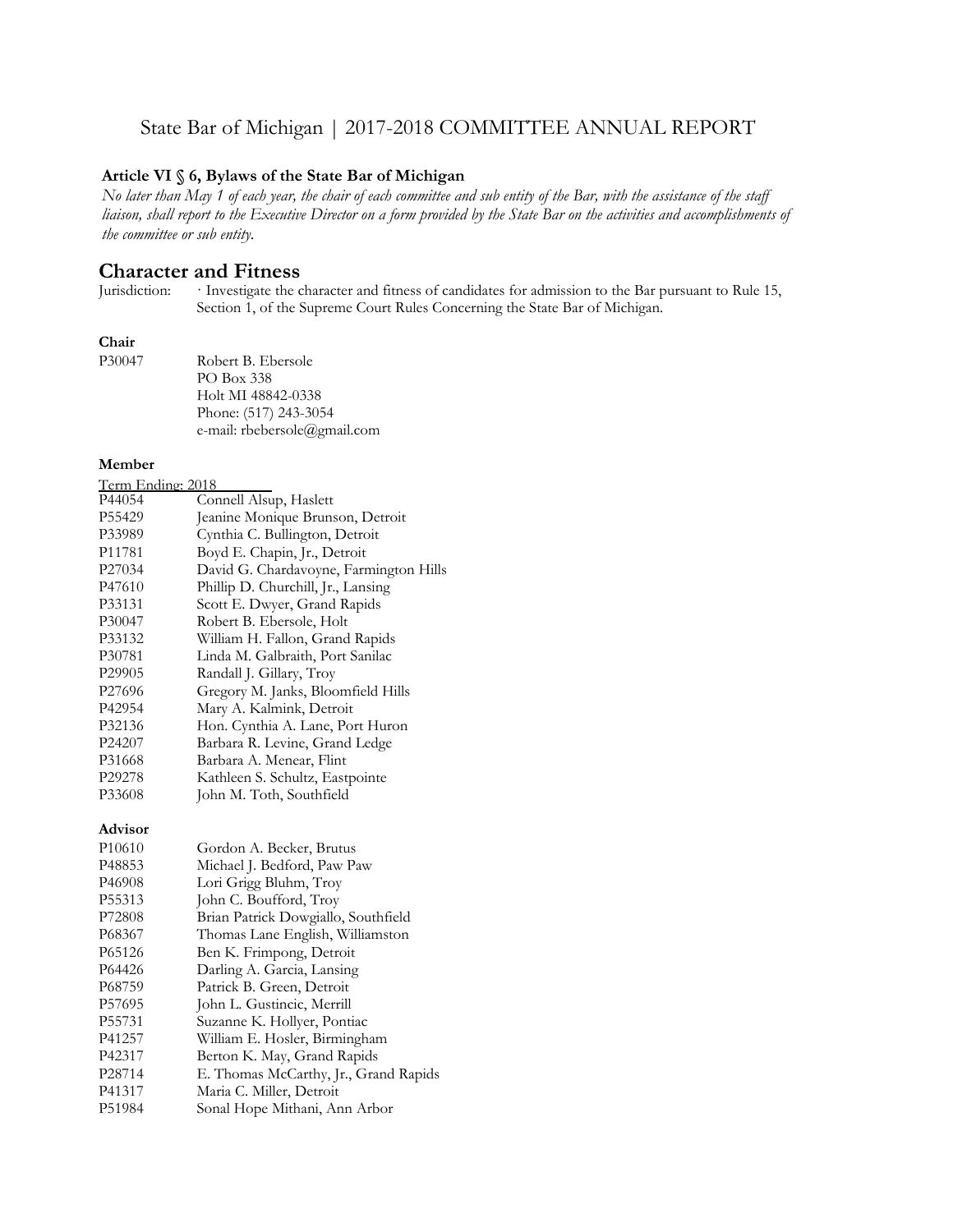# State Bar of Michigan | 2017-2018 COMMITTEE ANNUAL REPORT

**Article VI § 6, Bylaws of the State Bar of Michigan**

*No later than May 1 of each year, the chair of each committee and sub entity of the Bar, with the assistance of the staff liaison, shall report to the Executive Director on a form provided by the State Bar on the activities and accomplishments of the committee or sub entity.*

## Character and Fitness

Jurisdiction: · Investigate the character and fitness of candidates for admission to the Bar pursuant to Rule 15, Section 1, of the Supreme Court Rules Concerning the State Bar of Michigan.

**Chair**

P30047 Robert B. Ebersole
PO Box 338
Holt MI 48842-0338
Phone: (517) 243-3054
e-mail: rbebersole@gmail.com

**Member**

Term Ending: 2018

P44054 Connell Alsup, Haslett
P55429 Jeanine Monique Brunson, Detroit
P33989 Cynthia C. Bullington, Detroit
P11781 Boyd E. Chapin, Jr., Detroit
P27034 David G. Chardavoyne, Farmington Hills
P47610 Phillip D. Churchill, Jr., Lansing
P33131 Scott E. Dwyer, Grand Rapids
P30047 Robert B. Ebersole, Holt
P33132 William H. Fallon, Grand Rapids
P30781 Linda M. Galbraith, Port Sanilac
P29905 Randall J. Gillary, Troy
P27696 Gregory M. Janks, Bloomfield Hills
P42954 Mary A. Kalmink, Detroit
P32136 Hon. Cynthia A. Lane, Port Huron
P24207 Barbara R. Levine, Grand Ledge
P31668 Barbara A. Menear, Flint
P29278 Kathleen S. Schultz, Eastpointe
P33608 John M. Toth, Southfield

**Advisor**

P10610 Gordon A. Becker, Brutus
P48853 Michael J. Bedford, Paw Paw
P46908 Lori Grigg Bluhm, Troy
P55313 John C. Boufford, Troy
P72808 Brian Patrick Dowgiallo, Southfield
P68367 Thomas Lane English, Williamston
P65126 Ben K. Frimpong, Detroit
P64426 Darling A. Garcia, Lansing
P68759 Patrick B. Green, Detroit
P57695 John L. Gustincic, Merrill
P55731 Suzanne K. Hollyer, Pontiac
P41257 William E. Hosler, Birmingham
P42317 Berton K. May, Grand Rapids
P28714 E. Thomas McCarthy, Jr., Grand Rapids
P41317 Maria C. Miller, Detroit
P51984 Sonal Hope Mithani, Ann Arbor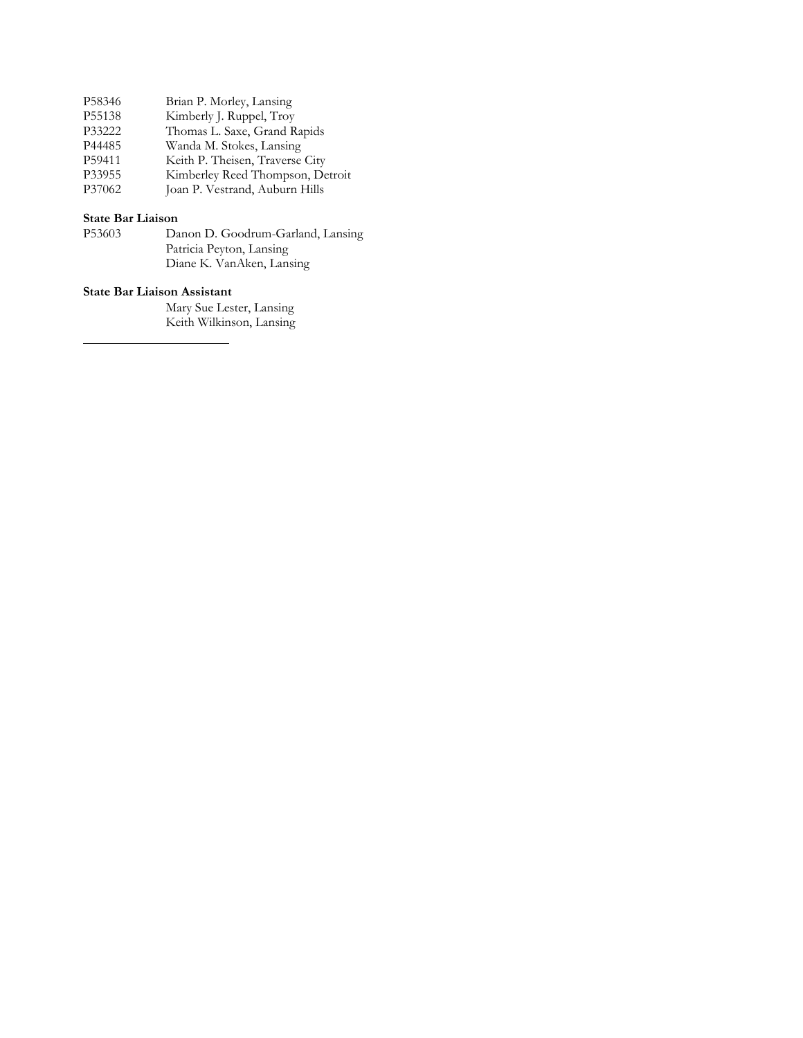P58346 Brian P. Morley, Lansing
P55138 Kimberly J. Ruppel, Troy
P33222 Thomas L. Saxe, Grand Rapids
P44485 Wanda M. Stokes, Lansing
P59411 Keith P. Theisen, Traverse City
P33955 Kimberley Reed Thompson, Detroit
P37062 Joan P. Vestrand, Auburn Hills

**State Bar Liaison**

P53603 Danon D. Goodrum-Garland, Lansing
Patricia Peyton, Lansing
Diane K. VanAken, Lansing

**State Bar Liaison Assistant**

Mary Sue Lester, Lansing
Keith Wilkinson, Lansing

---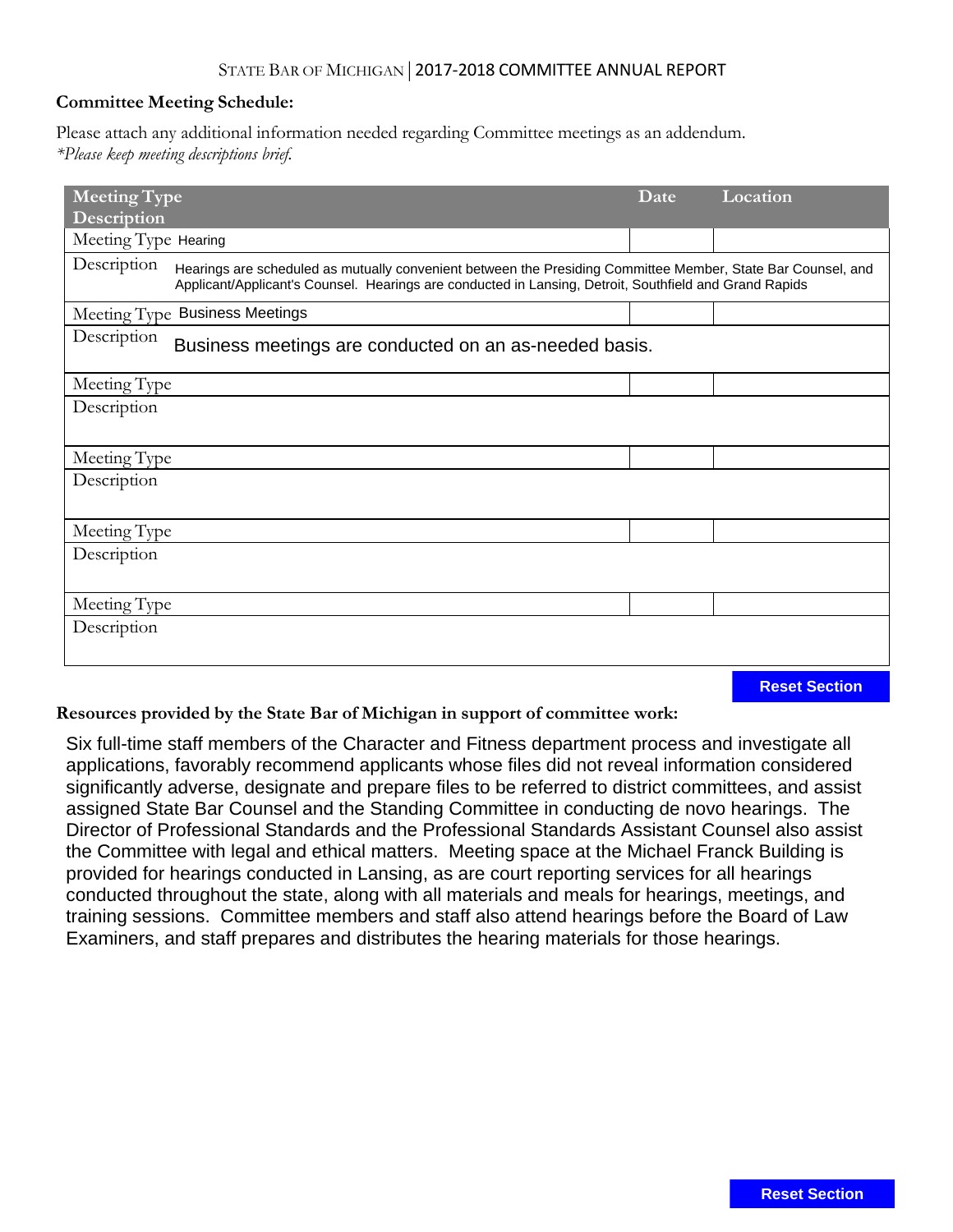**Committee Meeting Schedule:**

Please attach any additional information needed regarding Committee meetings as an addendum.
*\*Please keep meeting descriptions brief.*

| Meeting Type Description | Date | Location |
|---|---|---|
| Meeting Type Hearing | | |
| Description Hearings are scheduled as mutually convenient between the Presiding Committee Member, State Bar Counsel, and Applicant/Applicant's Counsel. Hearings are conducted in Lansing, Detroit, Southfield and Grand Rapids | | |
| Meeting Type Business Meetings | | |
| Description Business meetings are conducted on an as-needed basis. | | |
| Meeting Type | | |
| Description | | |
| Meeting Type | | |
| Description | | |
| Meeting Type | | |
| Description | | |
| Meeting Type | | |
| Description | | |

Reset Section

**Resources provided by the State Bar of Michigan in support of committee work:**

Six full-time staff members of the Character and Fitness department process and investigate all applications, favorably recommend applicants whose files did not reveal information considered significantly adverse, designate and prepare files to be referred to district committees, and assist assigned State Bar Counsel and the Standing Committee in conducting de novo hearings. The Director of Professional Standards and the Professional Standards Assistant Counsel also assist the Committee with legal and ethical matters. Meeting space at the Michael Franck Building is provided for hearings conducted in Lansing, as are court reporting services for all hearings conducted throughout the state, along with all materials and meals for hearings, meetings, and training sessions. Committee members and staff also attend hearings before the Board of Law Examiners, and staff prepares and distributes the hearing materials for those hearings.

Reset Section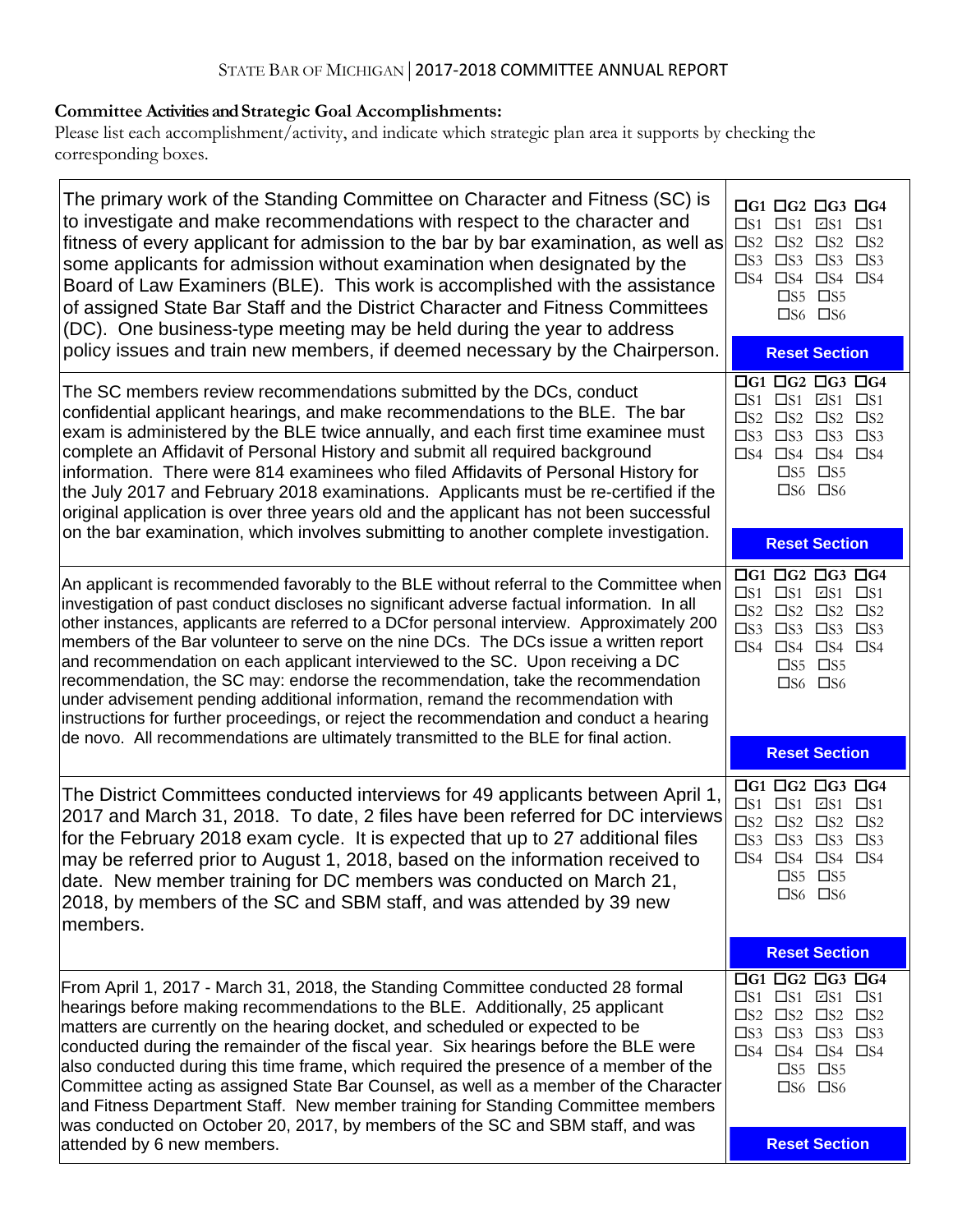**Committee Activities and Strategic Goal Accomplishments:**

Please list each accomplishment/activity, and indicate which strategic plan area it supports by checking the corresponding boxes.

| Accomplishment/Activity | Strategic Plan Area |
|---|---|
| The primary work of the Standing Committee on Character and Fitness (SC) is to investigate and make recommendations with respect to the character and fitness of every applicant for admission to the bar by bar examination, as well as some applicants for admission without examination when designated by the Board of Law Examiners (BLE). This work is accomplished with the assistance of assigned State Bar Staff and the District Character and Fitness Committees (DC). One business-type meeting may be held during the year to address policy issues and train new members, if deemed necessary by the Chairperson. | ☐G1 ☐G2 ☐G3 ☐G4 ☐S1 ☐S1 ☑S1 ☐S1 ☐S2 ☐S2 ☐S2 ☐S2 ☐S3 ☐S3 ☐S3 ☐S3 ☐S4 ☐S4 ☐S4 ☐S4 ☐S5 ☐S5 ☐S6 ☐S6 |
| The SC members review recommendations submitted by the DCs, conduct confidential applicant hearings, and make recommendations to the BLE. The bar exam is administered by the BLE twice annually, and each first time examinee must complete an Affidavit of Personal History and submit all required background information. There were 814 examinees who filed Affidavits of Personal History for the July 2017 and February 2018 examinations. Applicants must be re-certified if the original application is over three years old and the applicant has not been successful on the bar examination, which involves submitting to another complete investigation. | ☐G1 ☐G2 ☐G3 ☐G4 ☐S1 ☐S1 ☑S1 ☐S1 ☐S2 ☐S2 ☐S2 ☐S2 ☐S3 ☐S3 ☐S3 ☐S3 ☐S4 ☐S4 ☐S4 ☐S4 ☐S5 ☐S5 ☐S6 ☐S6 |
| An applicant is recommended favorably to the BLE without referral to the Committee when investigation of past conduct discloses no significant adverse factual information. In all other instances, applicants are referred to a DCfor personal interview. Approximately 200 members of the Bar volunteer to serve on the nine DCs. The DCs issue a written report and recommendation on each applicant interviewed to the SC. Upon receiving a DC recommendation, the SC may: endorse the recommendation, take the recommendation under advisement pending additional information, remand the recommendation with instructions for further proceedings, or reject the recommendation and conduct a hearing de novo. All recommendations are ultimately transmitted to the BLE for final action. | ☐G1 ☐G2 ☐G3 ☐G4 ☐S1 ☐S1 ☑S1 ☐S1 ☐S2 ☐S2 ☐S2 ☐S2 ☐S3 ☐S3 ☐S3 ☐S3 ☐S4 ☐S4 ☐S4 ☐S4 ☐S5 ☐S5 ☐S6 ☐S6 |
| The District Committees conducted interviews for 49 applicants between April 1, 2017 and March 31, 2018. To date, 2 files have been referred for DC interviews for the February 2018 exam cycle. It is expected that up to 27 additional files may be referred prior to August 1, 2018, based on the information received to date. New member training for DC members was conducted on March 21, 2018, by members of the SC and SBM staff, and was attended by 39 new members. | ☐G1 ☐G2 ☐G3 ☐G4 ☐S1 ☐S1 ☑S1 ☐S1 ☐S2 ☐S2 ☐S2 ☐S2 ☐S3 ☐S3 ☐S3 ☐S3 ☐S4 ☐S4 ☐S4 ☐S4 ☐S5 ☐S5 ☐S6 ☐S6 |
| From April 1, 2017 - March 31, 2018, the Standing Committee conducted 28 formal hearings before making recommendations to the BLE. Additionally, 25 applicant matters are currently on the hearing docket, and scheduled or expected to be conducted during the remainder of the fiscal year. Six hearings before the BLE were also conducted during this time frame, which required the presence of a member of the Committee acting as assigned State Bar Counsel, as well as a member of the Character and Fitness Department Staff. New member training for Standing Committee members was conducted on October 20, 2017, by members of the SC and SBM staff, and was attended by 6 new members. | ☐G1 ☐G2 ☐G3 ☐G4 ☐S1 ☐S1 ☑S1 ☐S1 ☐S2 ☐S2 ☐S2 ☐S2 ☐S3 ☐S3 ☐S3 ☐S3 ☐S4 ☐S4 ☐S4 ☐S4 ☐S5 ☐S5 ☐S6 ☐S6 |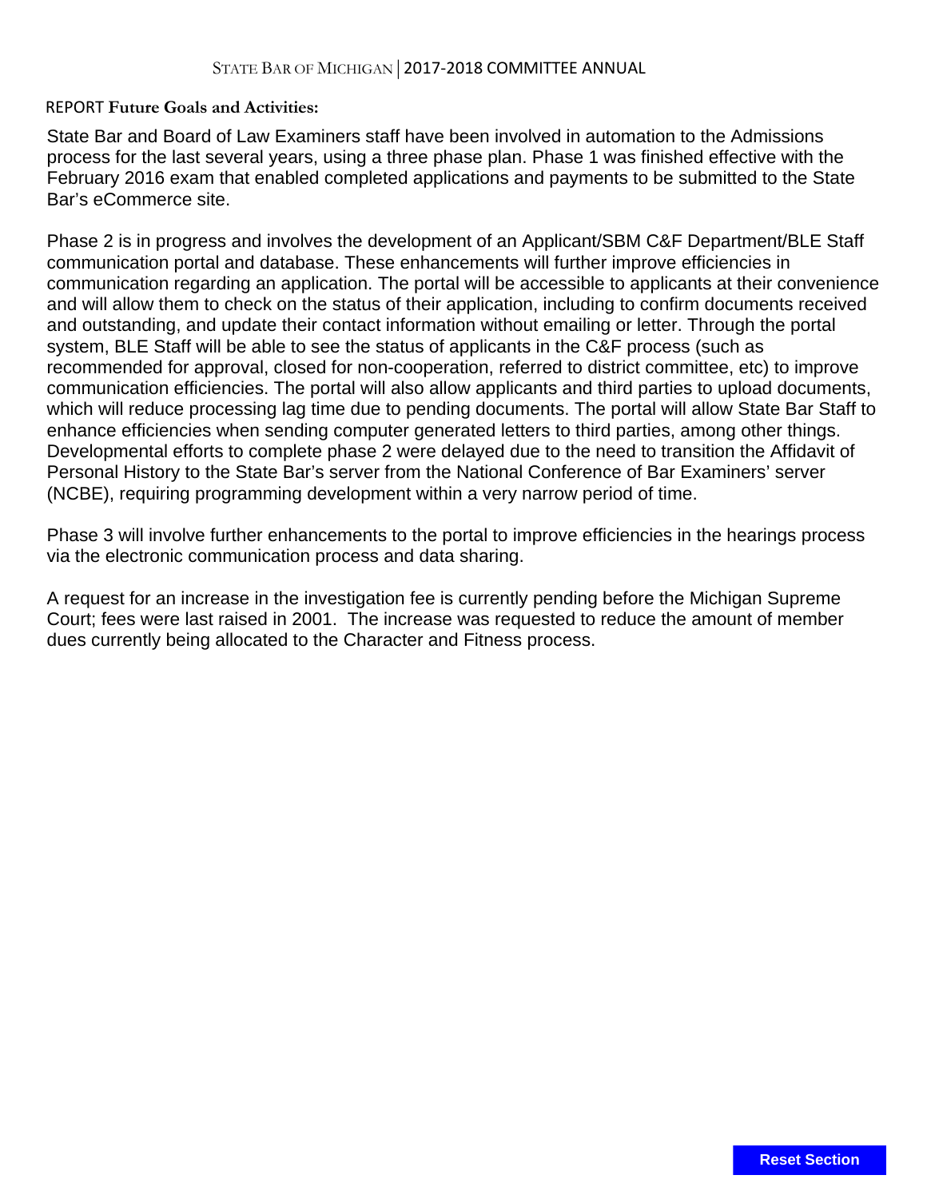REPORT **Future Goals and Activities:**

State Bar and Board of Law Examiners staff have been involved in automation to the Admissions process for the last several years, using a three phase plan. Phase 1 was finished effective with the February 2016 exam that enabled completed applications and payments to be submitted to the State Bar's eCommerce site.

Phase 2 is in progress and involves the development of an Applicant/SBM C&F Department/BLE Staff communication portal and database. These enhancements will further improve efficiencies in communication regarding an application. The portal will be accessible to applicants at their convenience and will allow them to check on the status of their application, including to confirm documents received and outstanding, and update their contact information without emailing or letter. Through the portal system, BLE Staff will be able to see the status of applicants in the C&F process (such as recommended for approval, closed for non-cooperation, referred to district committee, etc) to improve communication efficiencies. The portal will also allow applicants and third parties to upload documents, which will reduce processing lag time due to pending documents. The portal will allow State Bar Staff to enhance efficiencies when sending computer generated letters to third parties, among other things. Developmental efforts to complete phase 2 were delayed due to the need to transition the Affidavit of Personal History to the State Bar's server from the National Conference of Bar Examiners' server (NCBE), requiring programming development within a very narrow period of time.

Phase 3 will involve further enhancements to the portal to improve efficiencies in the hearings process via the electronic communication process and data sharing.

A request for an increase in the investigation fee is currently pending before the Michigan Supreme Court; fees were last raised in 2001. The increase was requested to reduce the amount of member dues currently being allocated to the Character and Fitness process.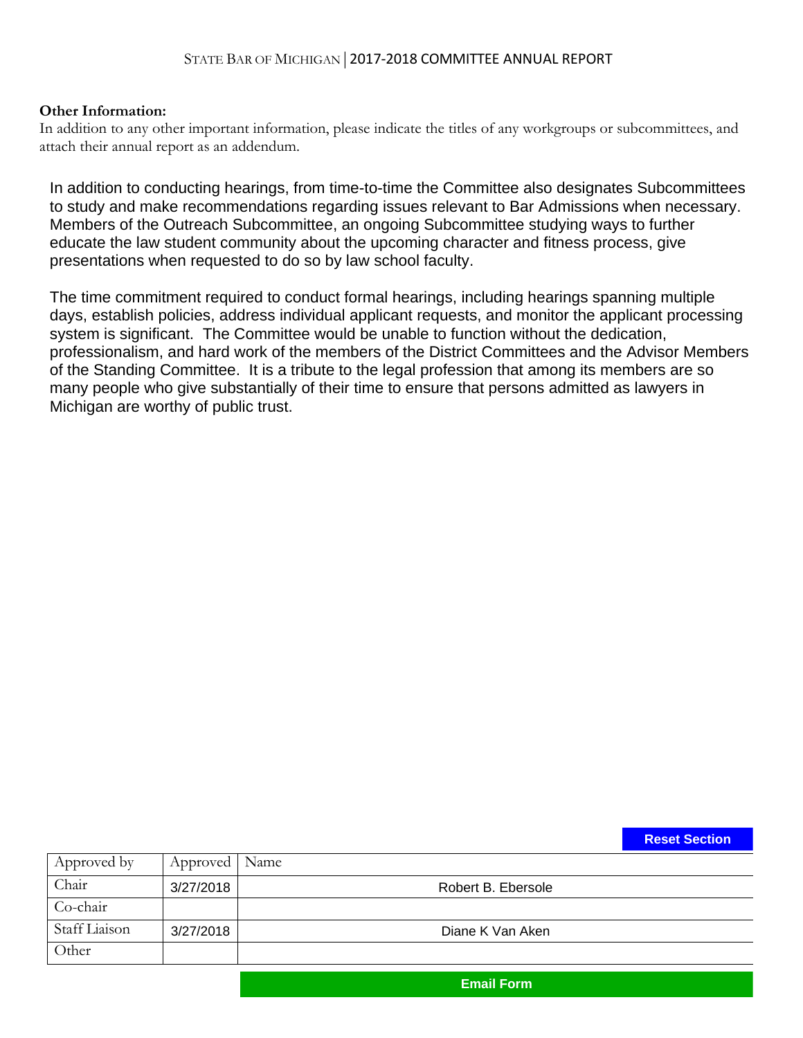**Other Information:**

In addition to any other important information, please indicate the titles of any workgroups or subcommittees, and attach their annual report as an addendum.

In addition to conducting hearings, from time-to-time the Committee also designates Subcommittees to study and make recommendations regarding issues relevant to Bar Admissions when necessary. Members of the Outreach Subcommittee, an ongoing Subcommittee studying ways to further educate the law student community about the upcoming character and fitness process, give presentations when requested to do so by law school faculty.

The time commitment required to conduct formal hearings, including hearings spanning multiple days, establish policies, address individual applicant requests, and monitor the applicant processing system is significant. The Committee would be unable to function without the dedication, professionalism, and hard work of the members of the District Committees and the Advisor Members of the Standing Committee. It is a tribute to the legal profession that among its members are so many people who give substantially of their time to ensure that persons admitted as lawyers in Michigan are worthy of public trust.

Reset Section

| Approved by | Approved | Name |
|---|---|---|
| Chair | 3/27/2018 | Robert B. Ebersole |
| Co-chair | | |
| Staff Liaison | 3/27/2018 | Diane K Van Aken |
| Other | | |

Email Form